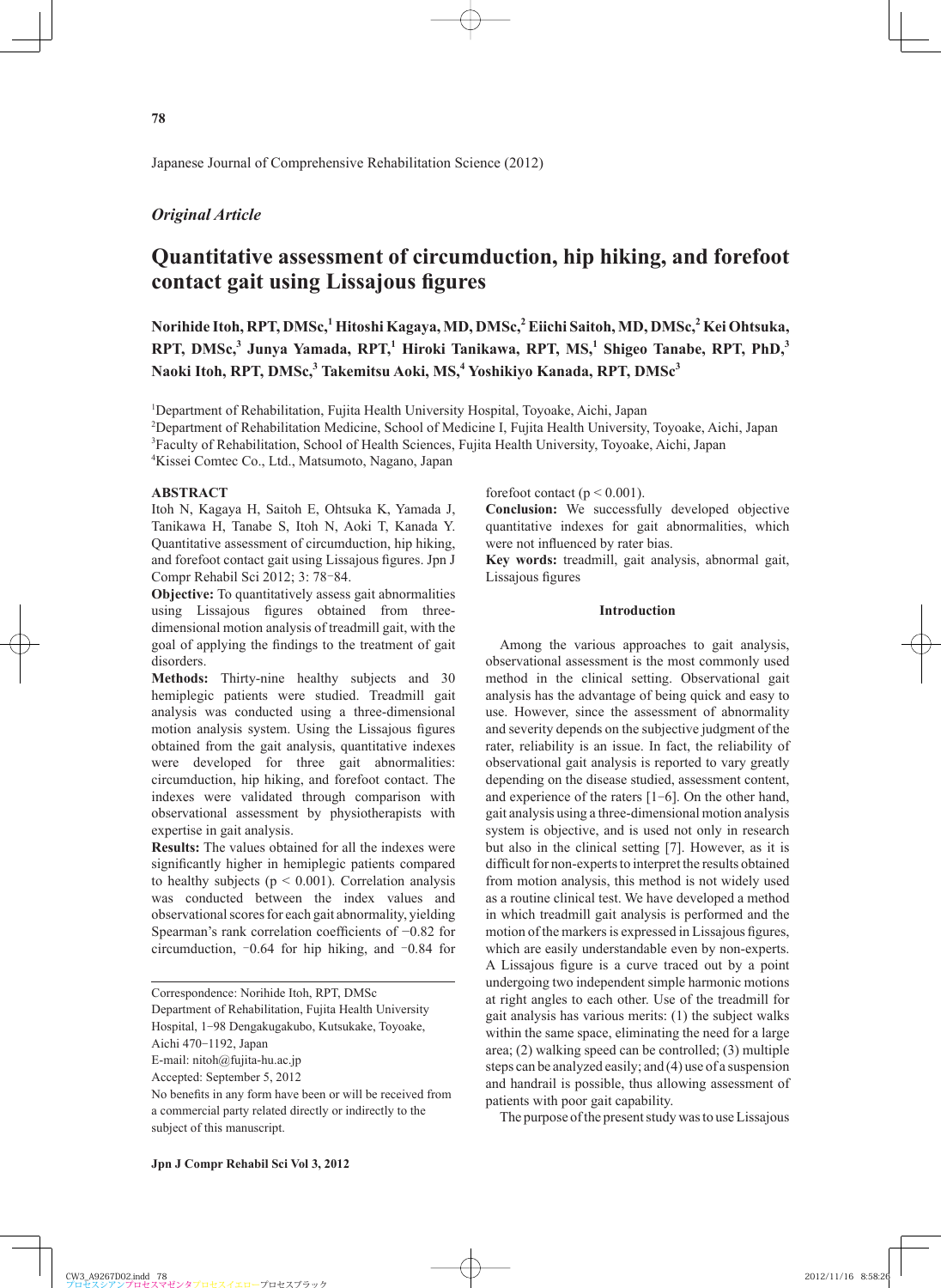*Original Article*

# Quantitative assessment of circumduction, hip hiking, and forefoot contact gait using Lissajous figures

**Norihide Itoh, RPT, DMSc,[1] Hitoshi Kagaya, MD, DMSc,[2] Eiichi Saitoh, MD, DMSc,[2] Kei Ohtsuka, RPT, DMSc,[3] Junya Yamada, RPT,[1] Hiroki Tanikawa, RPT, MS,[1] Shigeo Tanabe, RPT, PhD,[3] Naoki Itoh, RPT, DMSc,[3] Takemitsu Aoki, MS,[4] Yoshikiyo Kanada, RPT, DMSc[3]**

[1]Department of Rehabilitation, Fujita Health University Hospital, Toyoake, Aichi, Japan
[2]Department of Rehabilitation Medicine, School of Medicine I, Fujita Health University, Toyoake, Aichi, Japan
[3]Faculty of Rehabilitation, School of Health Sciences, Fujita Health University, Toyoake, Aichi, Japan
[4]Kissei Comtec Co., Ltd., Matsumoto, Nagano, Japan

## ABSTRACT

Itoh N, Kagaya H, Saitoh E, Ohtsuka K, Yamada J, Tanikawa H, Tanabe S, Itoh N, Aoki T, Kanada Y. Quantitative assessment of circumduction, hip hiking, and forefoot contact gait using Lissajous figures. Jpn J Compr Rehabil Sci 2012; 3: 78-84.

**Objective:** To quantitatively assess gait abnormalities using Lissajous figures obtained from three-dimensional motion analysis of treadmill gait, with the goal of applying the findings to the treatment of gait disorders.

**Methods:** Thirty-nine healthy subjects and 30 hemiplegic patients were studied. Treadmill gait analysis was conducted using a three-dimensional motion analysis system. Using the Lissajous figures obtained from the gait analysis, quantitative indexes were developed for three gait abnormalities: circumduction, hip hiking, and forefoot contact. The indexes were validated through comparison with observational assessment by physiotherapists with expertise in gait analysis.

**Results:** The values obtained for all the indexes were significantly higher in hemiplegic patients compared to healthy subjects ($p < 0.001$). Correlation analysis was conducted between the index values and observational scores for each gait abnormality, yielding Spearman's rank correlation coefficients of −0.82 for circumduction, −0.64 for hip hiking, and −0.84 for forefoot contact ($p < 0.001$).

**Conclusion:** We successfully developed objective quantitative indexes for gait abnormalities, which were not influenced by rater bias.

**Key words:** treadmill, gait analysis, abnormal gait, Lissajous figures

Correspondence: Norihide Itoh, RPT, DMSc
Department of Rehabilitation, Fujita Health University Hospital, 1-98 Dengakugakubo, Kutsukake, Toyoake, Aichi 470-1192, Japan
E-mail: nitoh@fujita-hu.ac.jp
Accepted: September 5, 2012
No benefits in any form have been or will be received from a commercial party related directly or indirectly to the subject of this manuscript.

## Introduction

Among the various approaches to gait analysis, observational assessment is the most commonly used method in the clinical setting. Observational gait analysis has the advantage of being quick and easy to use. However, since the assessment of abnormality and severity depends on the subjective judgment of the rater, reliability is an issue. In fact, the reliability of observational gait analysis is reported to vary greatly depending on the disease studied, assessment content, and experience of the raters [1-6]. On the other hand, gait analysis using a three-dimensional motion analysis system is objective, and is used not only in research but also in the clinical setting [7]. However, as it is difficult for non-experts to interpret the results obtained from motion analysis, this method is not widely used as a routine clinical test. We have developed a method in which treadmill gait analysis is performed and the motion of the markers is expressed in Lissajous figures, which are easily understandable even by non-experts. A Lissajous figure is a curve traced out by a point undergoing two independent simple harmonic motions at right angles to each other. Use of the treadmill for gait analysis has various merits: (1) the subject walks within the same space, eliminating the need for a large area; (2) walking speed can be controlled; (3) multiple steps can be analyzed easily; and (4) use of a suspension and handrail is possible, thus allowing assessment of patients with poor gait capability.

The purpose of the present study was to use Lissajous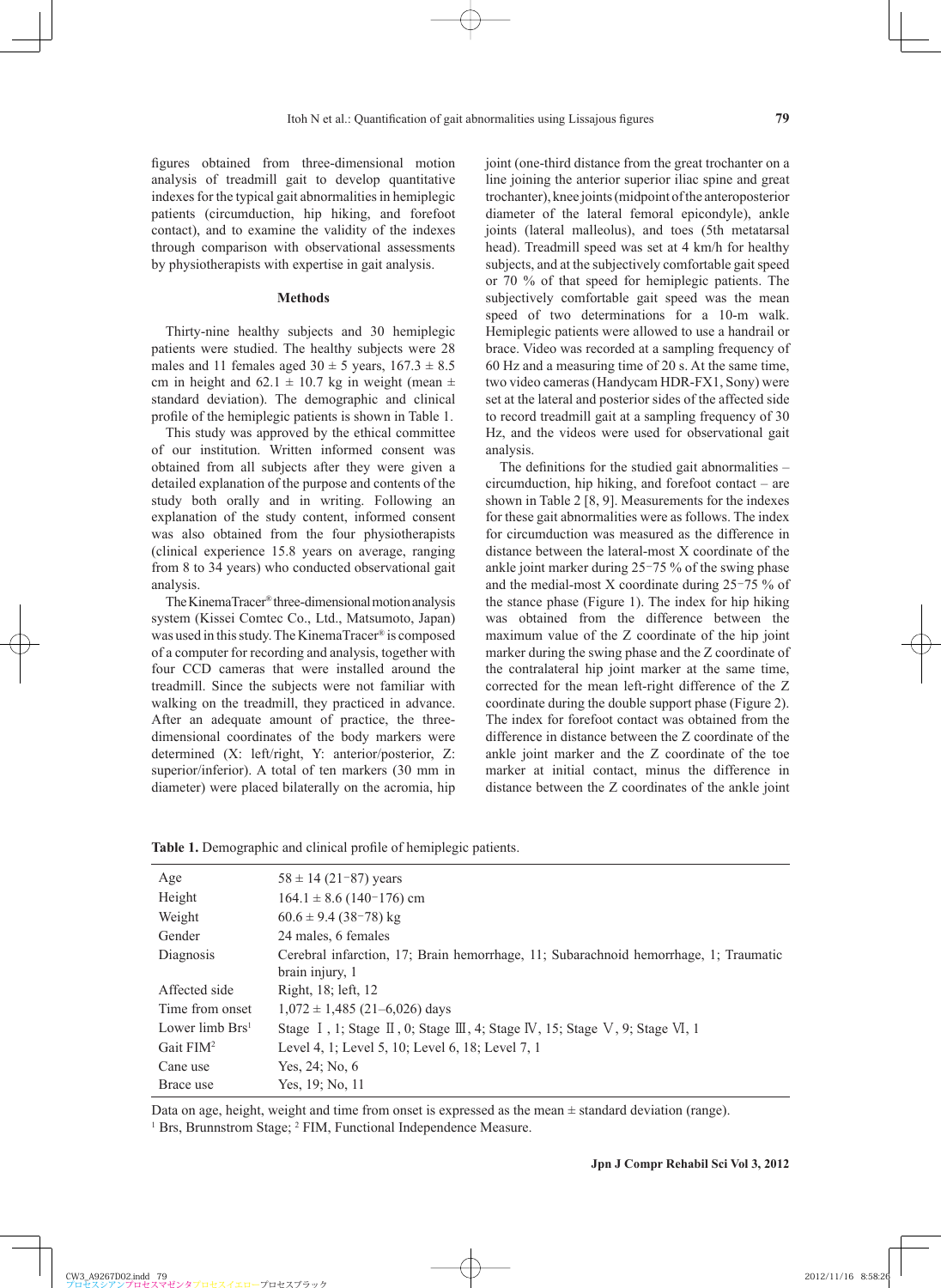figures obtained from three-dimensional motion analysis of treadmill gait to develop quantitative indexes for the typical gait abnormalities in hemiplegic patients (circumduction, hip hiking, and forefoot contact), and to examine the validity of the indexes through comparison with observational assessments by physiotherapists with expertise in gait analysis.

## Methods

Thirty-nine healthy subjects and 30 hemiplegic patients were studied. The healthy subjects were 28 males and 11 females aged 30 ± 5 years, 167.3 ± 8.5 cm in height and 62.1 ± 10.7 kg in weight (mean ± standard deviation). The demographic and clinical profile of the hemiplegic patients is shown in Table 1.

This study was approved by the ethical committee of our institution. Written informed consent was obtained from all subjects after they were given a detailed explanation of the purpose and contents of the study both orally and in writing. Following an explanation of the study content, informed consent was also obtained from the four physiotherapists (clinical experience 15.8 years on average, ranging from 8 to 34 years) who conducted observational gait analysis.

The KinemaTracer® three-dimensional motion analysis system (Kissei Comtec Co., Ltd., Matsumoto, Japan) was used in this study. The KinemaTracer® is composed of a computer for recording and analysis, together with four CCD cameras that were installed around the treadmill. Since the subjects were not familiar with walking on the treadmill, they practiced in advance. After an adequate amount of practice, the three-dimensional coordinates of the body markers were determined (X: left/right, Y: anterior/posterior, Z: superior/inferior). A total of ten markers (30 mm in diameter) were placed bilaterally on the acromia, hip joint (one-third distance from the great trochanter on a line joining the anterior superior iliac spine and great trochanter), knee joints (midpoint of the anteroposterior diameter of the lateral femoral epicondyle), ankle joints (lateral malleolus), and toes (5th metatarsal head). Treadmill speed was set at 4 km/h for healthy subjects, and at the subjectively comfortable gait speed or 70 % of that speed for hemiplegic patients. The subjectively comfortable gait speed was the mean speed of two determinations for a 10-m walk. Hemiplegic patients were allowed to use a handrail or brace. Video was recorded at a sampling frequency of 60 Hz and a measuring time of 20 s. At the same time, two video cameras (Handycam HDR-FX1, Sony) were set at the lateral and posterior sides of the affected side to record treadmill gait at a sampling frequency of 30 Hz, and the videos were used for observational gait analysis.

The definitions for the studied gait abnormalities – circumduction, hip hiking, and forefoot contact – are shown in Table 2 [8, 9]. Measurements for the indexes for these gait abnormalities were as follows. The index for circumduction was measured as the difference in distance between the lateral-most X coordinate of the ankle joint marker during 25–75 % of the swing phase and the medial-most X coordinate during 25–75 % of the stance phase (Figure 1). The index for hip hiking was obtained from the difference between the maximum value of the Z coordinate of the hip joint marker during the swing phase and the Z coordinate of the contralateral hip joint marker at the same time, corrected for the mean left-right difference of the Z coordinate during the double support phase (Figure 2). The index for forefoot contact was obtained from the difference in distance between the Z coordinate of the ankle joint marker and the Z coordinate of the toe marker at initial contact, minus the difference in distance between the Z coordinates of the ankle joint

**Table 1.** Demographic and clinical profile of hemiplegic patients.

| | |
|---|---|
| Age | 58 ± 14 (21–87) years |
| Height | 164.1 ± 8.6 (140–176) cm |
| Weight | 60.6 ± 9.4 (38–78) kg |
| Gender | 24 males, 6 females |
| Diagnosis | Cerebral infarction, 17; Brain hemorrhage, 11; Subarachnoid hemorrhage, 1; Traumatic brain injury, 1 |
| Affected side | Right, 18; left, 12 |
| Time from onset | 1,072 ± 1,485 (21–6,026) days |
| Lower limb Brs[1] | Stage Ⅰ, 1; Stage Ⅱ, 0; Stage Ⅲ, 4; Stage Ⅳ, 15; Stage Ⅴ, 9; Stage Ⅵ, 1 |
| Gait FIM[2] | Level 4, 1; Level 5, 10; Level 6, 18; Level 7, 1 |
| Cane use | Yes, 24; No, 6 |
| Brace use | Yes, 19; No, 11 |

Data on age, height, weight and time from onset is expressed as the mean ± standard deviation (range).
[1] Brs, Brunnstrom Stage; [2] FIM, Functional Independence Measure.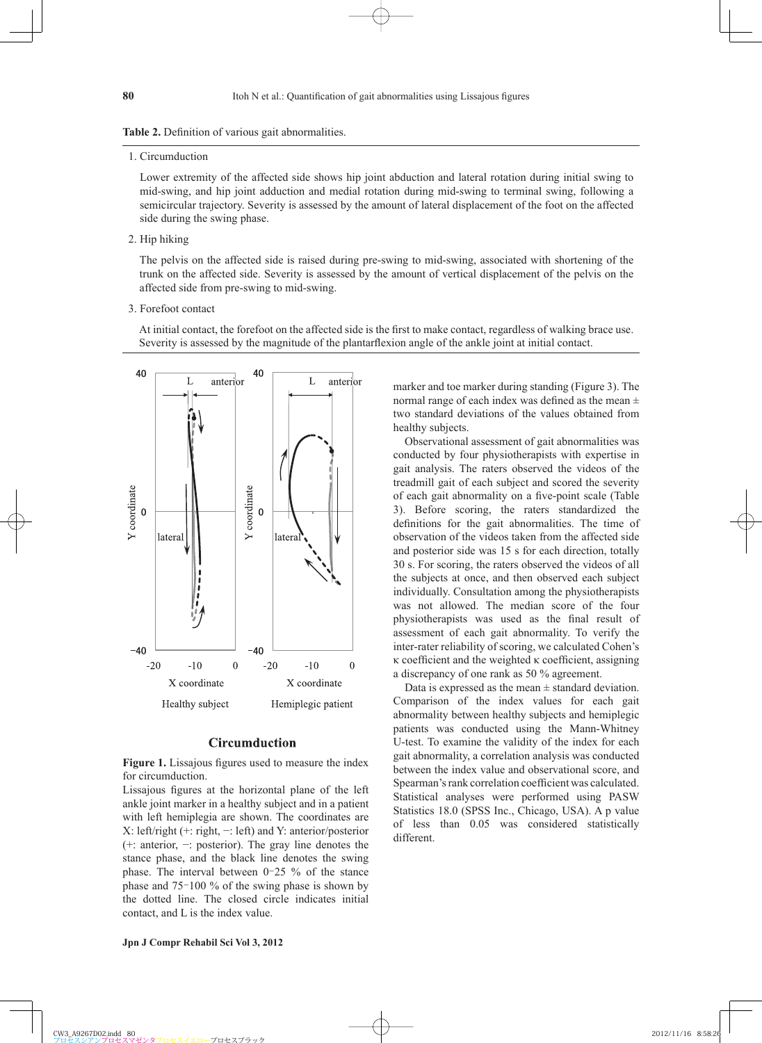**Table 2.** Definition of various gait abnormalities.

1. Circumduction

   Lower extremity of the affected side shows hip joint abduction and lateral rotation during initial swing to mid-swing, and hip joint adduction and medial rotation during mid-swing to terminal swing, following a semicircular trajectory. Severity is assessed by the amount of lateral displacement of the foot on the affected side during the swing phase.

2. Hip hiking

   The pelvis on the affected side is raised during pre-swing to mid-swing, associated with shortening of the trunk on the affected side. Severity is assessed by the amount of vertical displacement of the pelvis on the affected side from pre-swing to mid-swing.

3. Forefoot contact

   At initial contact, the forefoot on the affected side is the first to make contact, regardless of walking brace use. Severity is assessed by the magnitude of the plantarflexion angle of the ankle joint at initial contact.

**Circumduction**

**Figure 1.** Lissajous figures used to measure the index for circumduction.

Lissajous figures at the horizontal plane of the left ankle joint marker in a healthy subject and in a patient with left hemiplegia are shown. The coordinates are X: left/right (+: right, −: left) and Y: anterior/posterior (+: anterior, −: posterior). The gray line denotes the stance phase, and the black line denotes the swing phase. The interval between 0–25 % of the stance phase and 75–100 % of the swing phase is shown by the dotted line. The closed circle indicates initial contact, and L is the index value.

marker and toe marker during standing (Figure 3). The normal range of each index was defined as the mean ± two standard deviations of the values obtained from healthy subjects.

Observational assessment of gait abnormalities was conducted by four physiotherapists with expertise in gait analysis. The raters observed the videos of the treadmill gait of each subject and scored the severity of each gait abnormality on a five-point scale (Table 3). Before scoring, the raters standardized the definitions for the gait abnormalities. The time of observation of the videos taken from the affected side and posterior side was 15 s for each direction, totally 30 s. For scoring, the raters observed the videos of all the subjects at once, and then observed each subject individually. Consultation among the physiotherapists was not allowed. The median score of the four physiotherapists was used as the final result of assessment of each gait abnormality. To verify the inter-rater reliability of scoring, we calculated Cohen's κ coefficient and the weighted κ coefficient, assigning a discrepancy of one rank as 50 % agreement.

Data is expressed as the mean ± standard deviation. Comparison of the index values for each gait abnormality between healthy subjects and hemiplegic patients was conducted using the Mann-Whitney U-test. To examine the validity of the index for each gait abnormality, a correlation analysis was conducted between the index value and observational score, and Spearman's rank correlation coefficient was calculated. Statistical analyses were performed using PASW Statistics 18.0 (SPSS Inc., Chicago, USA). A p value of less than 0.05 was considered statistically different.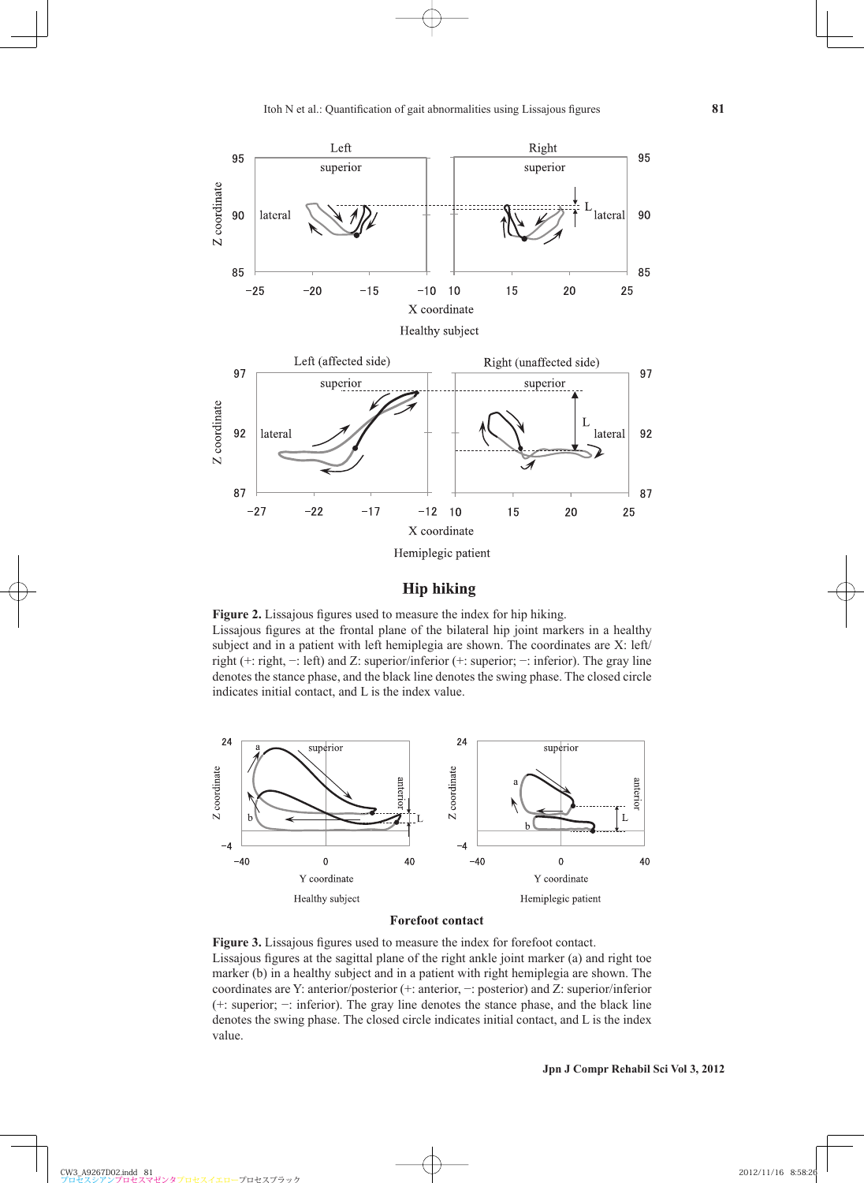**Figure 2.** Lissajous figures used to measure the index for hip hiking.
Lissajous figures at the frontal plane of the bilateral hip joint markers in a healthy subject and in a patient with left hemiplegia are shown. The coordinates are X: left/right (+: right, −: left) and Z: superior/inferior (+: superior; −: inferior). The gray line denotes the stance phase, and the black line denotes the swing phase. The closed circle indicates initial contact, and L is the index value.

**Figure 3.** Lissajous figures used to measure the index for forefoot contact.
Lissajous figures at the sagittal plane of the right ankle joint marker (a) and right toe marker (b) in a healthy subject and in a patient with right hemiplegia are shown. The coordinates are Y: anterior/posterior (+: anterior, −: posterior) and Z: superior/inferior (+: superior; −: inferior). The gray line denotes the stance phase, and the black line denotes the swing phase. The closed circle indicates initial contact, and L is the index value.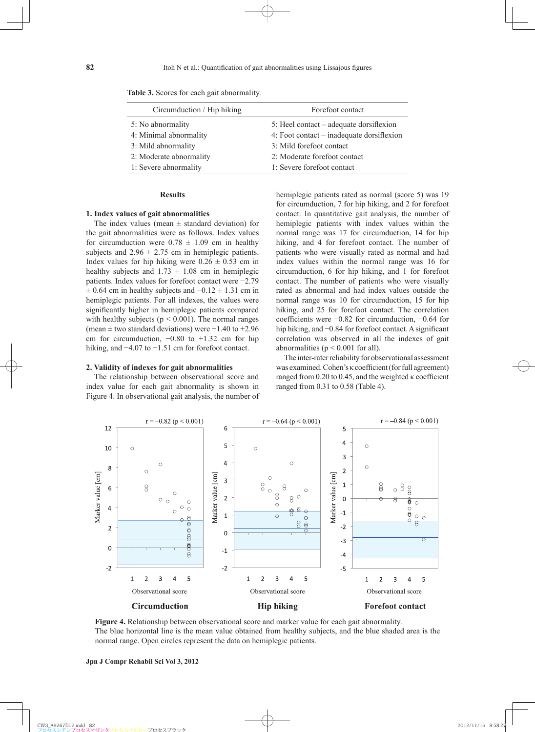**Table 3.** Scores for each gait abnormality.

| Circumduction / Hip hiking | Forefoot contact |
|---|---|
| 5: No abnormality | 5: Heel contact – adequate dorsiflexion |
| 4: Minimal abnormality | 4: Foot contact – inadequate dorsiflexion |
| 3: Mild abnormality | 3: Mild forefoot contact |
| 2: Moderate abnormality | 2: Moderate forefoot contact |
| 1: Severe abnormality | 1: Severe forefoot contact |

## Results

### 1. Index values of gait abnormalities

The index values (mean ± standard deviation) for the gait abnormalities were as follows. Index values for circumduction were 0.78 ± 1.09 cm in healthy subjects and 2.96 ± 2.75 cm in hemiplegic patients. Index values for hip hiking were 0.26 ± 0.53 cm in healthy subjects and 1.73 ± 1.08 cm in hemiplegic patients. Index values for forefoot contact were −2.79 ± 0.64 cm in healthy subjects and −0.12 ± 1.31 cm in hemiplegic patients. For all indexes, the values were significantly higher in hemiplegic patients compared with healthy subjects ($p < 0.001$). The normal ranges (mean ± two standard deviations) were −1.40 to +2.96 cm for circumduction, −0.80 to +1.32 cm for hip hiking, and −4.07 to −1.51 cm for forefoot contact.

### 2. Validity of indexes for gait abnormalities

The relationship between observational score and index value for each gait abnormality is shown in Figure 4. In observational gait analysis, the number of hemiplegic patients rated as normal (score 5) was 19 for circumduction, 7 for hip hiking, and 2 for forefoot contact. In quantitative gait analysis, the number of hemiplegic patients with index values within the normal range was 17 for circumduction, 14 for hip hiking, and 4 for forefoot contact. The number of patients who were visually rated as normal and had index values within the normal range was 16 for circumduction, 6 for hip hiking, and 1 for forefoot contact. The number of patients who were visually rated as abnormal and had index values outside the normal range was 10 for circumduction, 15 for hip hiking, and 25 for forefoot contact. The correlation coefficients were −0.82 for circumduction, −0.64 for hip hiking, and −0.84 for forefoot contact. A significant correlation was observed in all the indexes of gait abnormalities ($p < 0.001$ for all).

The inter-rater reliability for observational assessment was examined. Cohen's κ coefficient (for full agreement) ranged from 0.20 to 0.45, and the weighted κ coefficient ranged from 0.31 to 0.58 (Table 4).

**Figure 4.** Relationship between observational score and marker value for each gait abnormality.
The blue horizontal line is the mean value obtained from healthy subjects, and the blue shaded area is the normal range. Open circles represent the data on hemiplegic patients.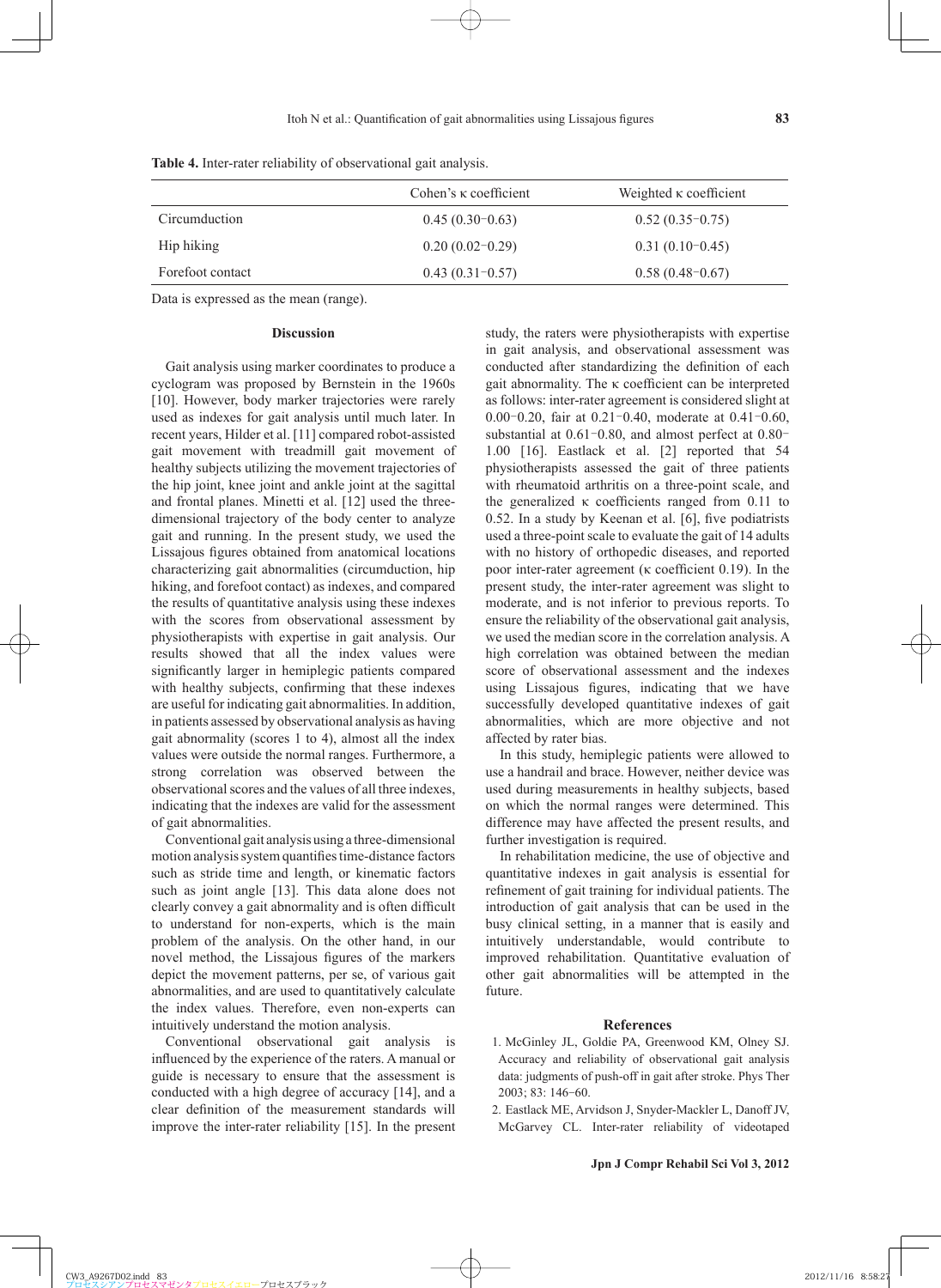**Table 4.** Inter-rater reliability of observational gait analysis.

| | Cohen's κ coefficient | Weighted κ coefficient |
|---|---|---|
| Circumduction | 0.45 (0.30−0.63) | 0.52 (0.35−0.75) |
| Hip hiking | 0.20 (0.02−0.29) | 0.31 (0.10−0.45) |
| Forefoot contact | 0.43 (0.31−0.57) | 0.58 (0.48−0.67) |

Data is expressed as the mean (range).

## Discussion

Gait analysis using marker coordinates to produce a cyclogram was proposed by Bernstein in the 1960s [10]. However, body marker trajectories were rarely used as indexes for gait analysis until much later. In recent years, Hilder et al. [11] compared robot-assisted gait movement with treadmill gait movement of healthy subjects utilizing the movement trajectories of the hip joint, knee joint and ankle joint at the sagittal and frontal planes. Minetti et al. [12] used the three-dimensional trajectory of the body center to analyze gait and running. In the present study, we used the Lissajous figures obtained from anatomical locations characterizing gait abnormalities (circumduction, hip hiking, and forefoot contact) as indexes, and compared the results of quantitative analysis using these indexes with the scores from observational assessment by physiotherapists with expertise in gait analysis. Our results showed that all the index values were significantly larger in hemiplegic patients compared with healthy subjects, confirming that these indexes are useful for indicating gait abnormalities. In addition, in patients assessed by observational analysis as having gait abnormality (scores 1 to 4), almost all the index values were outside the normal ranges. Furthermore, a strong correlation was observed between the observational scores and the values of all three indexes, indicating that the indexes are valid for the assessment of gait abnormalities.

Conventional gait analysis using a three-dimensional motion analysis system quantifies time-distance factors such as stride time and length, or kinematic factors such as joint angle [13]. This data alone does not clearly convey a gait abnormality and is often difficult to understand for non-experts, which is the main problem of the analysis. On the other hand, in our novel method, the Lissajous figures of the markers depict the movement patterns, per se, of various gait abnormalities, and are used to quantitatively calculate the index values. Therefore, even non-experts can intuitively understand the motion analysis.

Conventional observational gait analysis is influenced by the experience of the raters. A manual or guide is necessary to ensure that the assessment is conducted with a high degree of accuracy [14], and a clear definition of the measurement standards will improve the inter-rater reliability [15]. In the present study, the raters were physiotherapists with expertise in gait analysis, and observational assessment was conducted after standardizing the definition of each gait abnormality. The κ coefficient can be interpreted as follows: inter-rater agreement is considered slight at 0.00−0.20, fair at 0.21−0.40, moderate at 0.41−0.60, substantial at 0.61−0.80, and almost perfect at 0.80−1.00 [16]. Eastlack et al. [2] reported that 54 physiotherapists assessed the gait of three patients with rheumatoid arthritis on a three-point scale, and the generalized κ coefficients ranged from 0.11 to 0.52. In a study by Keenan et al. [6], five podiatrists used a three-point scale to evaluate the gait of 14 adults with no history of orthopedic diseases, and reported poor inter-rater agreement (κ coefficient 0.19). In the present study, the inter-rater agreement was slight to moderate, and is not inferior to previous reports. To ensure the reliability of the observational gait analysis, we used the median score in the correlation analysis. A high correlation was obtained between the median score of observational assessment and the indexes using Lissajous figures, indicating that we have successfully developed quantitative indexes of gait abnormalities, which are more objective and not affected by rater bias.

In this study, hemiplegic patients were allowed to use a handrail and brace. However, neither device was used during measurements in healthy subjects, based on which the normal ranges were determined. This difference may have affected the present results, and further investigation is required.

In rehabilitation medicine, the use of objective and quantitative indexes in gait analysis is essential for refinement of gait training for individual patients. The introduction of gait analysis that can be used in the busy clinical setting, in a manner that is easily and intuitively understandable, would contribute to improved rehabilitation. Quantitative evaluation of other gait abnormalities will be attempted in the future.

## References

1. McGinley JL, Goldie PA, Greenwood KM, Olney SJ. Accuracy and reliability of observational gait analysis data: judgments of push-off in gait after stroke. Phys Ther 2003; 83: 146−60.
2. Eastlack ME, Arvidson J, Snyder-Mackler L, Danoff JV, McGarvey CL. Inter-rater reliability of videotaped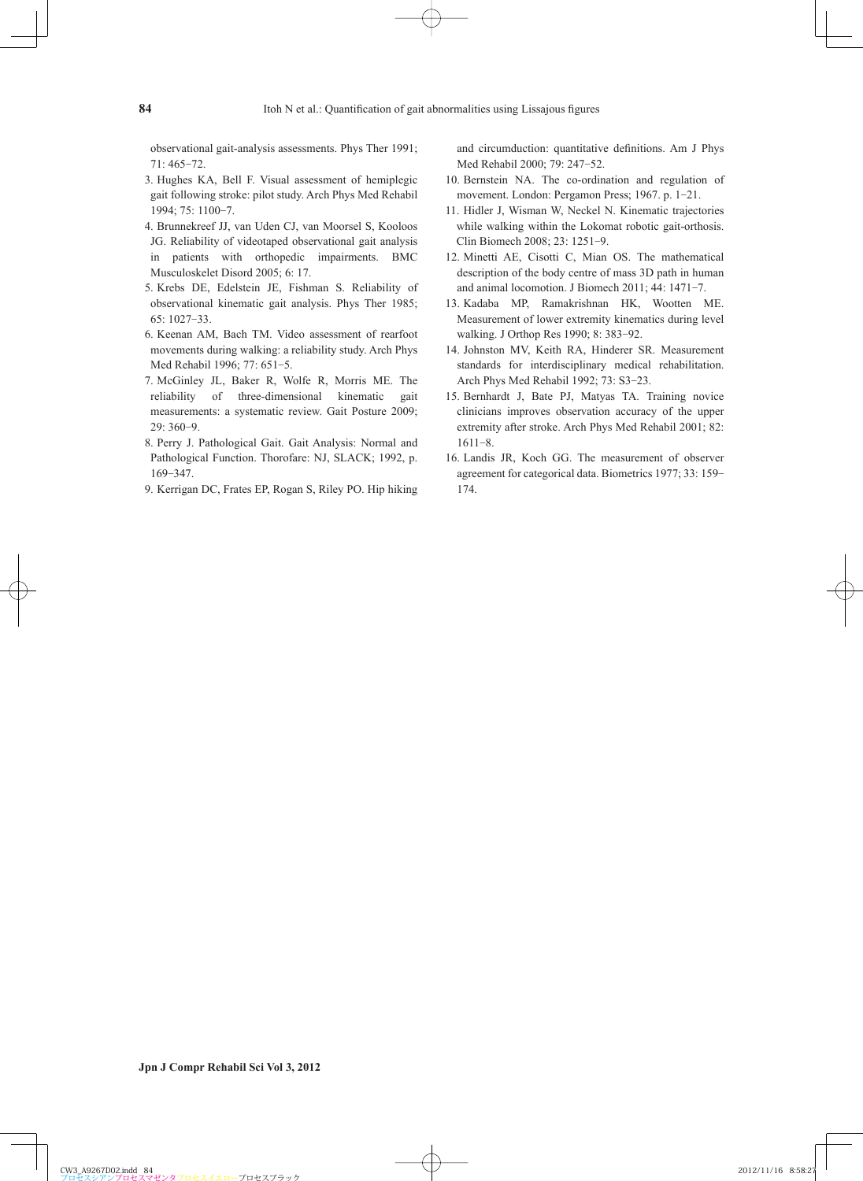observational gait-analysis assessments. Phys Ther 1991; 71: 465−72.

3. Hughes KA, Bell F. Visual assessment of hemiplegic gait following stroke: pilot study. Arch Phys Med Rehabil 1994; 75: 1100−7.
4. Brunnekreef JJ, van Uden CJ, van Moorsel S, Kooloos JG. Reliability of videotaped observational gait analysis in patients with orthopedic impairments. BMC Musculoskelet Disord 2005; 6: 17.
5. Krebs DE, Edelstein JE, Fishman S. Reliability of observational kinematic gait analysis. Phys Ther 1985; 65: 1027−33.
6. Keenan AM, Bach TM. Video assessment of rearfoot movements during walking: a reliability study. Arch Phys Med Rehabil 1996; 77: 651−5.
7. McGinley JL, Baker R, Wolfe R, Morris ME. The reliability of three-dimensional kinematic gait measurements: a systematic review. Gait Posture 2009; 29: 360−9.
8. Perry J. Pathological Gait. Gait Analysis: Normal and Pathological Function. Thorofare: NJ, SLACK; 1992, p. 169−347.
9. Kerrigan DC, Frates EP, Rogan S, Riley PO. Hip hiking and circumduction: quantitative definitions. Am J Phys Med Rehabil 2000; 79: 247−52.
10. Bernstein NA. The co-ordination and regulation of movement. London: Pergamon Press; 1967. p. 1−21.
11. Hidler J, Wisman W, Neckel N. Kinematic trajectories while walking within the Lokomat robotic gait-orthosis. Clin Biomech 2008; 23: 1251−9.
12. Minetti AE, Cisotti C, Mian OS. The mathematical description of the body centre of mass 3D path in human and animal locomotion. J Biomech 2011; 44: 1471−7.
13. Kadaba MP, Ramakrishnan HK, Wootten ME. Measurement of lower extremity kinematics during level walking. J Orthop Res 1990; 8: 383−92.
14. Johnston MV, Keith RA, Hinderer SR. Measurement standards for interdisciplinary medical rehabilitation. Arch Phys Med Rehabil 1992; 73: S3−23.
15. Bernhardt J, Bate PJ, Matyas TA. Training novice clinicians improves observation accuracy of the upper extremity after stroke. Arch Phys Med Rehabil 2001; 82: 1611−8.
16. Landis JR, Koch GG. The measurement of observer agreement for categorical data. Biometrics 1977; 33: 159−174.